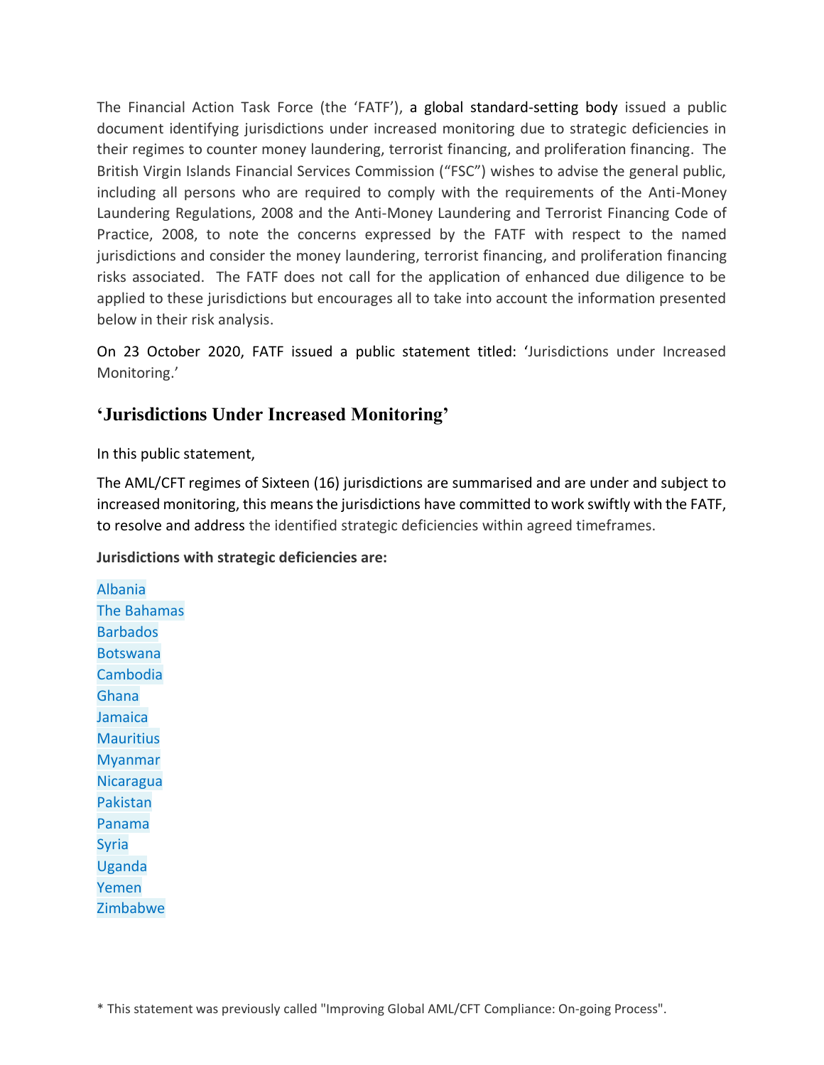The Financial Action Task Force (the 'FATF'), a global standard-setting body issued a public document identifying jurisdictions under increased monitoring due to strategic deficiencies in their regimes to counter money laundering, terrorist financing, and proliferation financing. The British Virgin Islands Financial Services Commission ("FSC") wishes to advise the general public, including all persons who are required to comply with the requirements of the Anti-Money Laundering Regulations, 2008 and the Anti-Money Laundering and Terrorist Financing Code of Practice, 2008, to note the concerns expressed by the FATF with respect to the named jurisdictions and consider the money laundering, terrorist financing, and proliferation financing risks associated. The FATF does not call for the application of enhanced due diligence to be applied to these jurisdictions but encourages all to take into account the information presented below in their risk analysis.

On 23 October 2020, FATF issued a public statement titled: 'Jurisdictions under Increased Monitoring.'

## 'Jurisdictions Under Increased Monitoring'

In this public statement,

The AML/CFT regimes of Sixteen (16) jurisdictions are summarised and are under and subject to increased monitoring, this means the jurisdictions have committed to work swiftly with the FATF, to resolve and address the identified strategic deficiencies within agreed timeframes.

**Jurisdictions with strategic deficiencies are:**

Albania
The Bahamas
Barbados
Botswana
Cambodia
Ghana
Jamaica
Mauritius
Myanmar
Nicaragua
Pakistan
Panama
Syria
Uganda
Yemen
Zimbabwe

* This statement was previously called "Improving Global AML/CFT Compliance: On-going Process".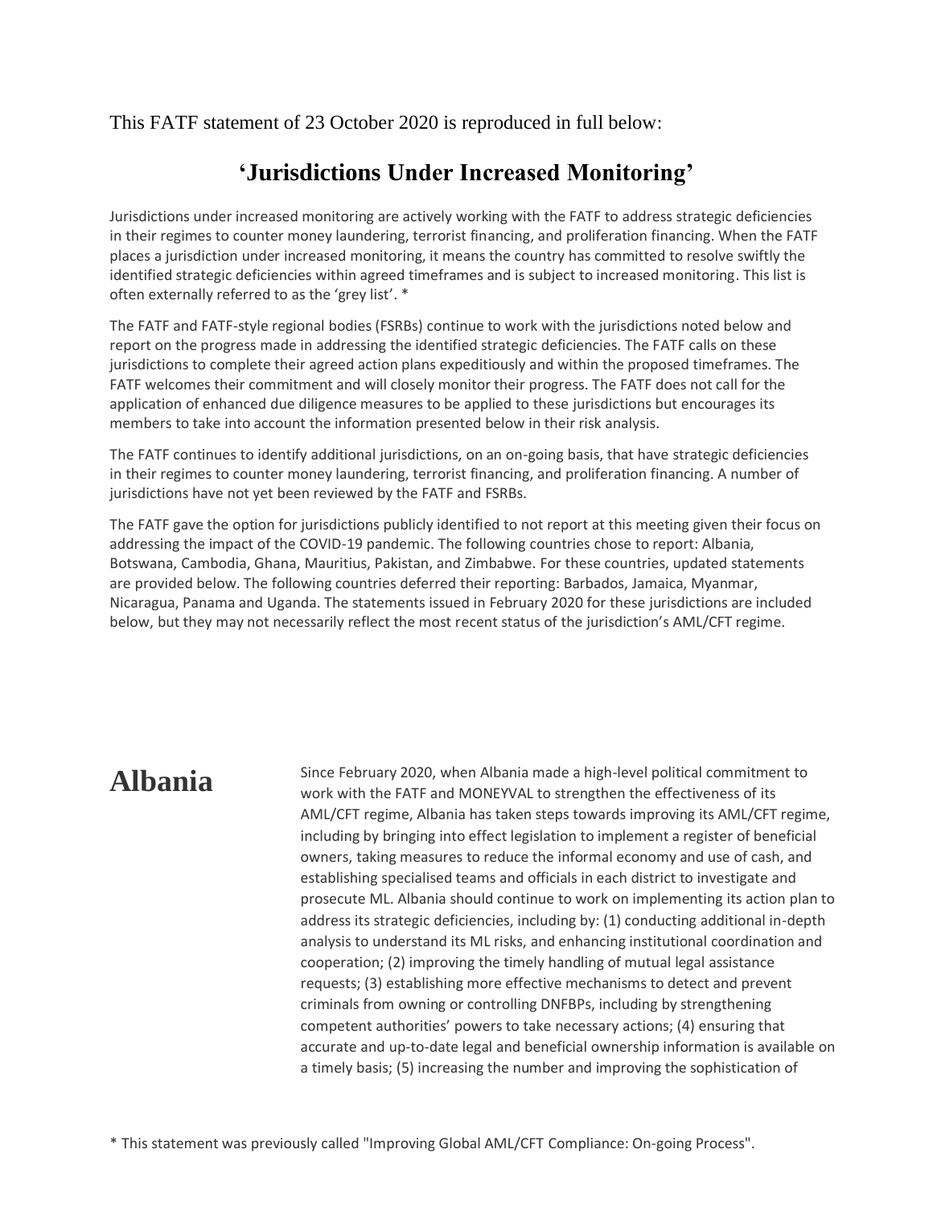This FATF statement of 23 October 2020 is reproduced in full below:

## ‘Jurisdictions Under Increased Monitoring’

Jurisdictions under increased monitoring are actively working with the FATF to address strategic deficiencies in their regimes to counter money laundering, terrorist financing, and proliferation financing. When the FATF places a jurisdiction under increased monitoring, it means the country has committed to resolve swiftly the identified strategic deficiencies within agreed timeframes and is subject to increased monitoring. This list is often externally referred to as the ‘grey list’. *

The FATF and FATF-style regional bodies (FSRBs) continue to work with the jurisdictions noted below and report on the progress made in addressing the identified strategic deficiencies. The FATF calls on these jurisdictions to complete their agreed action plans expeditiously and within the proposed timeframes. The FATF welcomes their commitment and will closely monitor their progress. The FATF does not call for the application of enhanced due diligence measures to be applied to these jurisdictions but encourages its members to take into account the information presented below in their risk analysis.

The FATF continues to identify additional jurisdictions, on an on-going basis, that have strategic deficiencies in their regimes to counter money laundering, terrorist financing, and proliferation financing. A number of jurisdictions have not yet been reviewed by the FATF and FSRBs.

The FATF gave the option for jurisdictions publicly identified to not report at this meeting given their focus on addressing the impact of the COVID-19 pandemic. The following countries chose to report: Albania, Botswana, Cambodia, Ghana, Mauritius, Pakistan, and Zimbabwe. For these countries, updated statements are provided below. The following countries deferred their reporting: Barbados, Jamaica, Myanmar, Nicaragua, Panama and Uganda. The statements issued in February 2020 for these jurisdictions are included below, but they may not necessarily reflect the most recent status of the jurisdiction’s AML/CFT regime.

## Albania

Since February 2020, when Albania made a high-level political commitment to work with the FATF and MONEYVAL to strengthen the effectiveness of its AML/CFT regime, Albania has taken steps towards improving its AML/CFT regime, including by bringing into effect legislation to implement a register of beneficial owners, taking measures to reduce the informal economy and use of cash, and establishing specialised teams and officials in each district to investigate and prosecute ML. Albania should continue to work on implementing its action plan to address its strategic deficiencies, including by: (1) conducting additional in-depth analysis to understand its ML risks, and enhancing institutional coordination and cooperation; (2) improving the timely handling of mutual legal assistance requests; (3) establishing more effective mechanisms to detect and prevent criminals from owning or controlling DNFBPs, including by strengthening competent authorities’ powers to take necessary actions; (4) ensuring that accurate and up-to-date legal and beneficial ownership information is available on a timely basis; (5) increasing the number and improving the sophistication of

* This statement was previously called "Improving Global AML/CFT Compliance: On-going Process".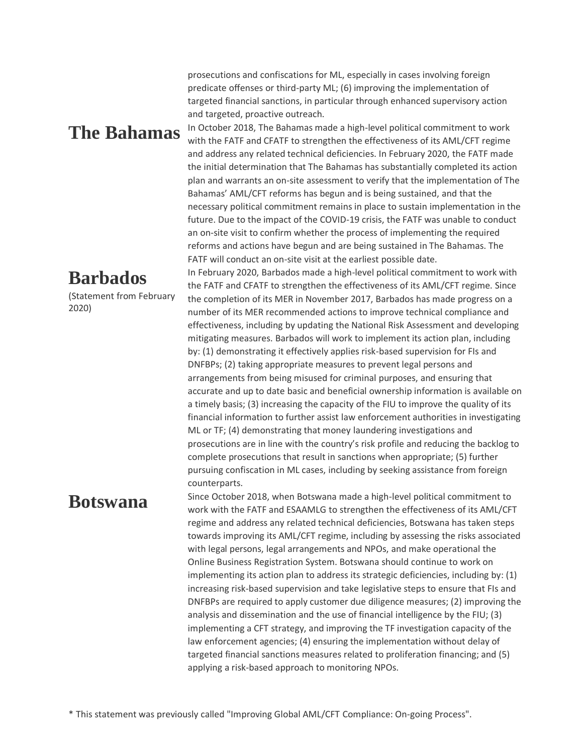prosecutions and confiscations for ML, especially in cases involving foreign predicate offenses or third-party ML; (6) improving the implementation of targeted financial sanctions, in particular through enhanced supervisory action and targeted, proactive outreach.

## The Bahamas

In October 2018, The Bahamas made a high-level political commitment to work with the FATF and CFATF to strengthen the effectiveness of its AML/CFT regime and address any related technical deficiencies. In February 2020, the FATF made the initial determination that The Bahamas has substantially completed its action plan and warrants an on-site assessment to verify that the implementation of The Bahamas' AML/CFT reforms has begun and is being sustained, and that the necessary political commitment remains in place to sustain implementation in the future. Due to the impact of the COVID-19 crisis, the FATF was unable to conduct an on-site visit to confirm whether the process of implementing the required reforms and actions have begun and are being sustained in The Bahamas. The FATF will conduct an on-site visit at the earliest possible date.

## Barbados

(Statement from February 2020)

In February 2020, Barbados made a high-level political commitment to work with the FATF and CFATF to strengthen the effectiveness of its AML/CFT regime. Since the completion of its MER in November 2017, Barbados has made progress on a number of its MER recommended actions to improve technical compliance and effectiveness, including by updating the National Risk Assessment and developing mitigating measures. Barbados will work to implement its action plan, including by: (1) demonstrating it effectively applies risk-based supervision for FIs and DNFBPs; (2) taking appropriate measures to prevent legal persons and arrangements from being misused for criminal purposes, and ensuring that accurate and up to date basic and beneficial ownership information is available on a timely basis; (3) increasing the capacity of the FIU to improve the quality of its financial information to further assist law enforcement authorities in investigating ML or TF; (4) demonstrating that money laundering investigations and prosecutions are in line with the country's risk profile and reducing the backlog to complete prosecutions that result in sanctions when appropriate; (5) further pursuing confiscation in ML cases, including by seeking assistance from foreign counterparts.

## Botswana

Since October 2018, when Botswana made a high-level political commitment to work with the FATF and ESAAMLG to strengthen the effectiveness of its AML/CFT regime and address any related technical deficiencies, Botswana has taken steps towards improving its AML/CFT regime, including by assessing the risks associated with legal persons, legal arrangements and NPOs, and make operational the Online Business Registration System. Botswana should continue to work on implementing its action plan to address its strategic deficiencies, including by: (1) increasing risk-based supervision and take legislative steps to ensure that FIs and DNFBPs are required to apply customer due diligence measures; (2) improving the analysis and dissemination and the use of financial intelligence by the FIU; (3) implementing a CFT strategy, and improving the TF investigation capacity of the law enforcement agencies; (4) ensuring the implementation without delay of targeted financial sanctions measures related to proliferation financing; and (5) applying a risk-based approach to monitoring NPOs.

* This statement was previously called "Improving Global AML/CFT Compliance: On-going Process".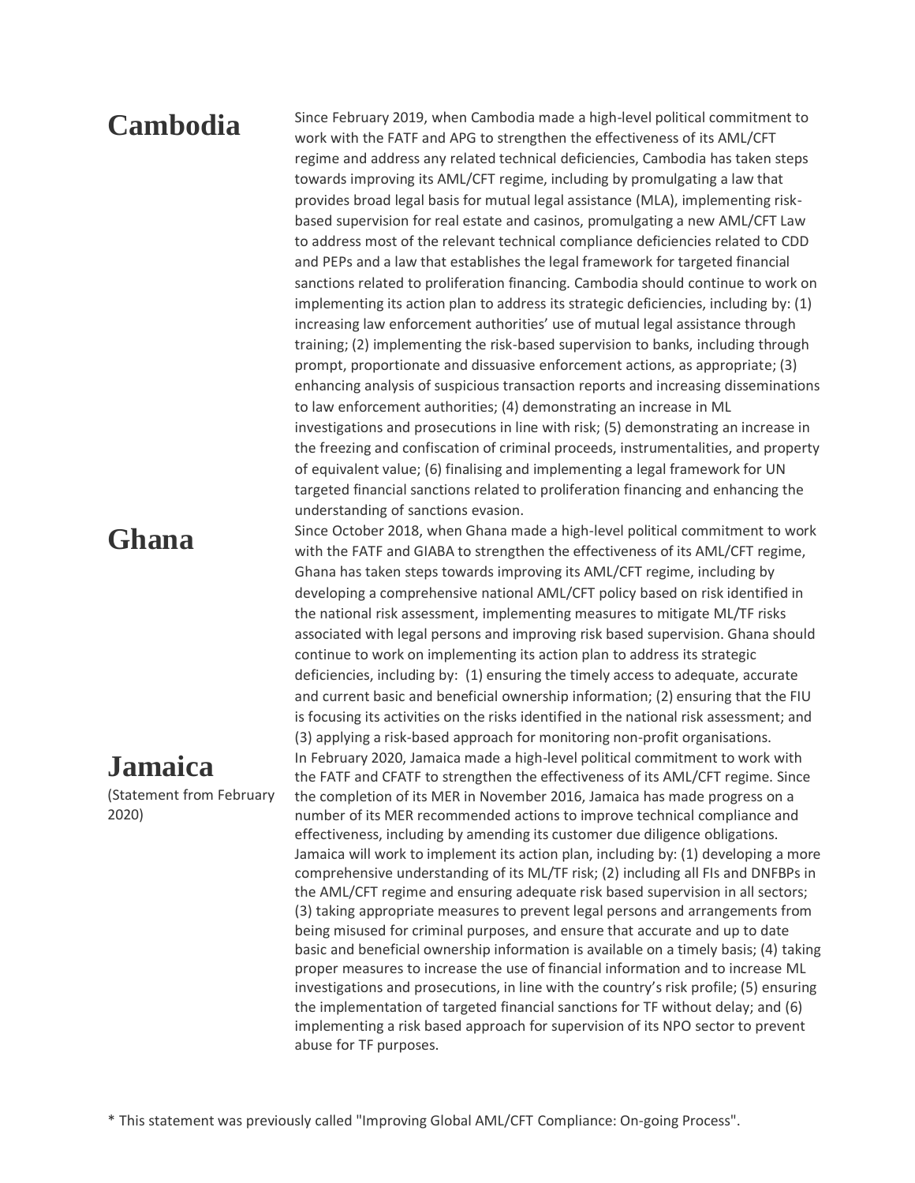## Cambodia

Since February 2019, when Cambodia made a high-level political commitment to work with the FATF and APG to strengthen the effectiveness of its AML/CFT regime and address any related technical deficiencies, Cambodia has taken steps towards improving its AML/CFT regime, including by promulgating a law that provides broad legal basis for mutual legal assistance (MLA), implementing risk-based supervision for real estate and casinos, promulgating a new AML/CFT Law to address most of the relevant technical compliance deficiencies related to CDD and PEPs and a law that establishes the legal framework for targeted financial sanctions related to proliferation financing. Cambodia should continue to work on implementing its action plan to address its strategic deficiencies, including by: (1) increasing law enforcement authorities' use of mutual legal assistance through training; (2) implementing the risk-based supervision to banks, including through prompt, proportionate and dissuasive enforcement actions, as appropriate; (3) enhancing analysis of suspicious transaction reports and increasing disseminations to law enforcement authorities; (4) demonstrating an increase in ML investigations and prosecutions in line with risk; (5) demonstrating an increase in the freezing and confiscation of criminal proceeds, instrumentalities, and property of equivalent value; (6) finalising and implementing a legal framework for UN targeted financial sanctions related to proliferation financing and enhancing the understanding of sanctions evasion.

## Ghana

Since October 2018, when Ghana made a high-level political commitment to work with the FATF and GIABA to strengthen the effectiveness of its AML/CFT regime, Ghana has taken steps towards improving its AML/CFT regime, including by developing a comprehensive national AML/CFT policy based on risk identified in the national risk assessment, implementing measures to mitigate ML/TF risks associated with legal persons and improving risk based supervision. Ghana should continue to work on implementing its action plan to address its strategic deficiencies, including by: (1) ensuring the timely access to adequate, accurate and current basic and beneficial ownership information; (2) ensuring that the FIU is focusing its activities on the risks identified in the national risk assessment; and (3) applying a risk-based approach for monitoring non-profit organisations.

## Jamaica

(Statement from February 2020)

In February 2020, Jamaica made a high-level political commitment to work with the FATF and CFATF to strengthen the effectiveness of its AML/CFT regime. Since the completion of its MER in November 2016, Jamaica has made progress on a number of its MER recommended actions to improve technical compliance and effectiveness, including by amending its customer due diligence obligations. Jamaica will work to implement its action plan, including by: (1) developing a more comprehensive understanding of its ML/TF risk; (2) including all FIs and DNFBPs in the AML/CFT regime and ensuring adequate risk based supervision in all sectors; (3) taking appropriate measures to prevent legal persons and arrangements from being misused for criminal purposes, and ensure that accurate and up to date basic and beneficial ownership information is available on a timely basis; (4) taking proper measures to increase the use of financial information and to increase ML investigations and prosecutions, in line with the country's risk profile; (5) ensuring the implementation of targeted financial sanctions for TF without delay; and (6) implementing a risk based approach for supervision of its NPO sector to prevent abuse for TF purposes.

* This statement was previously called "Improving Global AML/CFT Compliance: On-going Process".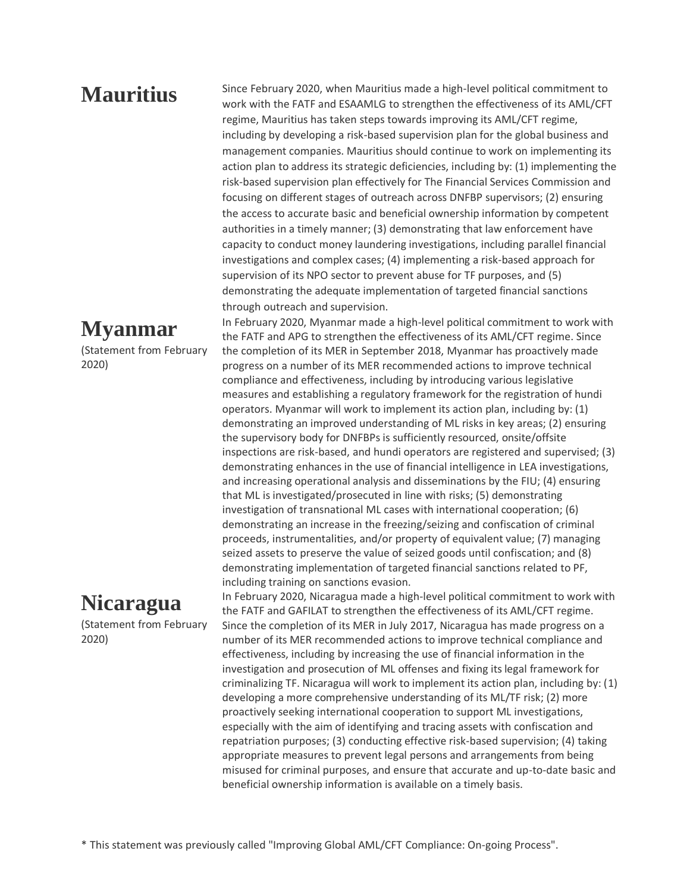## Mauritius

Since February 2020, when Mauritius made a high-level political commitment to work with the FATF and ESAAMLG to strengthen the effectiveness of its AML/CFT regime, Mauritius has taken steps towards improving its AML/CFT regime, including by developing a risk-based supervision plan for the global business and management companies. Mauritius should continue to work on implementing its action plan to address its strategic deficiencies, including by: (1) implementing the risk-based supervision plan effectively for The Financial Services Commission and focusing on different stages of outreach across DNFBP supervisors; (2) ensuring the access to accurate basic and beneficial ownership information by competent authorities in a timely manner; (3) demonstrating that law enforcement have capacity to conduct money laundering investigations, including parallel financial investigations and complex cases; (4) implementing a risk-based approach for supervision of its NPO sector to prevent abuse for TF purposes, and (5) demonstrating the adequate implementation of targeted financial sanctions through outreach and supervision.

## Myanmar

(Statement from February 2020)

In February 2020, Myanmar made a high-level political commitment to work with the FATF and APG to strengthen the effectiveness of its AML/CFT regime. Since the completion of its MER in September 2018, Myanmar has proactively made progress on a number of its MER recommended actions to improve technical compliance and effectiveness, including by introducing various legislative measures and establishing a regulatory framework for the registration of hundi operators. Myanmar will work to implement its action plan, including by: (1) demonstrating an improved understanding of ML risks in key areas; (2) ensuring the supervisory body for DNFBPs is sufficiently resourced, onsite/offsite inspections are risk-based, and hundi operators are registered and supervised; (3) demonstrating enhances in the use of financial intelligence in LEA investigations, and increasing operational analysis and disseminations by the FIU; (4) ensuring that ML is investigated/prosecuted in line with risks; (5) demonstrating investigation of transnational ML cases with international cooperation; (6) demonstrating an increase in the freezing/seizing and confiscation of criminal proceeds, instrumentalities, and/or property of equivalent value; (7) managing seized assets to preserve the value of seized goods until confiscation; and (8) demonstrating implementation of targeted financial sanctions related to PF, including training on sanctions evasion.

## Nicaragua

(Statement from February 2020)

In February 2020, Nicaragua made a high-level political commitment to work with the FATF and GAFILAT to strengthen the effectiveness of its AML/CFT regime. Since the completion of its MER in July 2017, Nicaragua has made progress on a number of its MER recommended actions to improve technical compliance and effectiveness, including by increasing the use of financial information in the investigation and prosecution of ML offenses and fixing its legal framework for criminalizing TF. Nicaragua will work to implement its action plan, including by: (1) developing a more comprehensive understanding of its ML/TF risk; (2) more proactively seeking international cooperation to support ML investigations, especially with the aim of identifying and tracing assets with confiscation and repatriation purposes; (3) conducting effective risk-based supervision; (4) taking appropriate measures to prevent legal persons and arrangements from being misused for criminal purposes, and ensure that accurate and up-to-date basic and beneficial ownership information is available on a timely basis.

* This statement was previously called "Improving Global AML/CFT Compliance: On-going Process".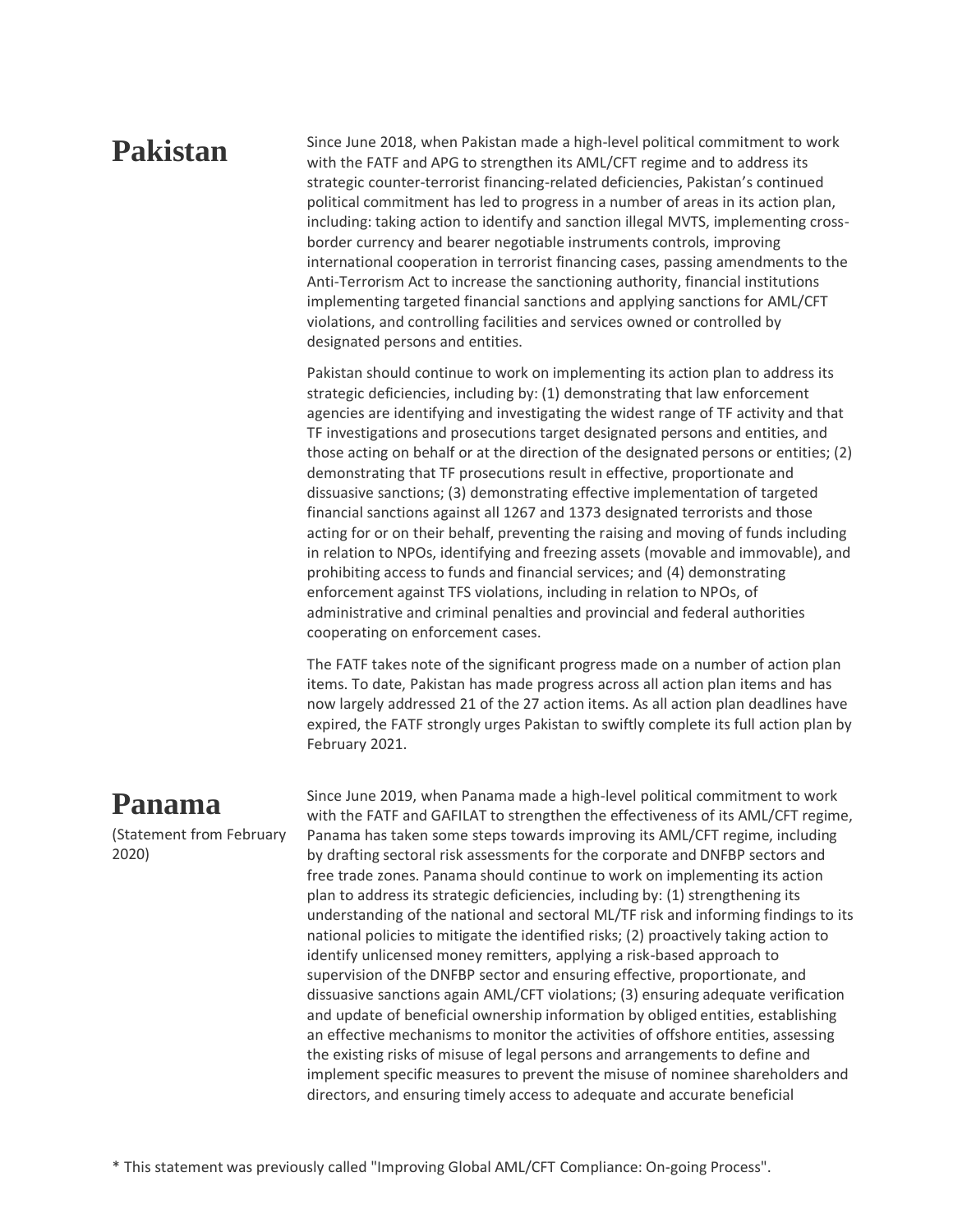## Pakistan

Since June 2018, when Pakistan made a high-level political commitment to work with the FATF and APG to strengthen its AML/CFT regime and to address its strategic counter-terrorist financing-related deficiencies, Pakistan's continued political commitment has led to progress in a number of areas in its action plan, including: taking action to identify and sanction illegal MVTS, implementing cross-border currency and bearer negotiable instruments controls, improving international cooperation in terrorist financing cases, passing amendments to the Anti-Terrorism Act to increase the sanctioning authority, financial institutions implementing targeted financial sanctions and applying sanctions for AML/CFT violations, and controlling facilities and services owned or controlled by designated persons and entities.

Pakistan should continue to work on implementing its action plan to address its strategic deficiencies, including by: (1) demonstrating that law enforcement agencies are identifying and investigating the widest range of TF activity and that TF investigations and prosecutions target designated persons and entities, and those acting on behalf or at the direction of the designated persons or entities; (2) demonstrating that TF prosecutions result in effective, proportionate and dissuasive sanctions; (3) demonstrating effective implementation of targeted financial sanctions against all 1267 and 1373 designated terrorists and those acting for or on their behalf, preventing the raising and moving of funds including in relation to NPOs, identifying and freezing assets (movable and immovable), and prohibiting access to funds and financial services; and (4) demonstrating enforcement against TFS violations, including in relation to NPOs, of administrative and criminal penalties and provincial and federal authorities cooperating on enforcement cases.

The FATF takes note of the significant progress made on a number of action plan items. To date, Pakistan has made progress across all action plan items and has now largely addressed 21 of the 27 action items. As all action plan deadlines have expired, the FATF strongly urges Pakistan to swiftly complete its full action plan by February 2021.

## Panama

(Statement from February 2020)

Since June 2019, when Panama made a high-level political commitment to work with the FATF and GAFILAT to strengthen the effectiveness of its AML/CFT regime, Panama has taken some steps towards improving its AML/CFT regime, including by drafting sectoral risk assessments for the corporate and DNFBP sectors and free trade zones. Panama should continue to work on implementing its action plan to address its strategic deficiencies, including by: (1) strengthening its understanding of the national and sectoral ML/TF risk and informing findings to its national policies to mitigate the identified risks; (2) proactively taking action to identify unlicensed money remitters, applying a risk-based approach to supervision of the DNFBP sector and ensuring effective, proportionate, and dissuasive sanctions again AML/CFT violations; (3) ensuring adequate verification and update of beneficial ownership information by obliged entities, establishing an effective mechanisms to monitor the activities of offshore entities, assessing the existing risks of misuse of legal persons and arrangements to define and implement specific measures to prevent the misuse of nominee shareholders and directors, and ensuring timely access to adequate and accurate beneficial

* This statement was previously called "Improving Global AML/CFT Compliance: On-going Process".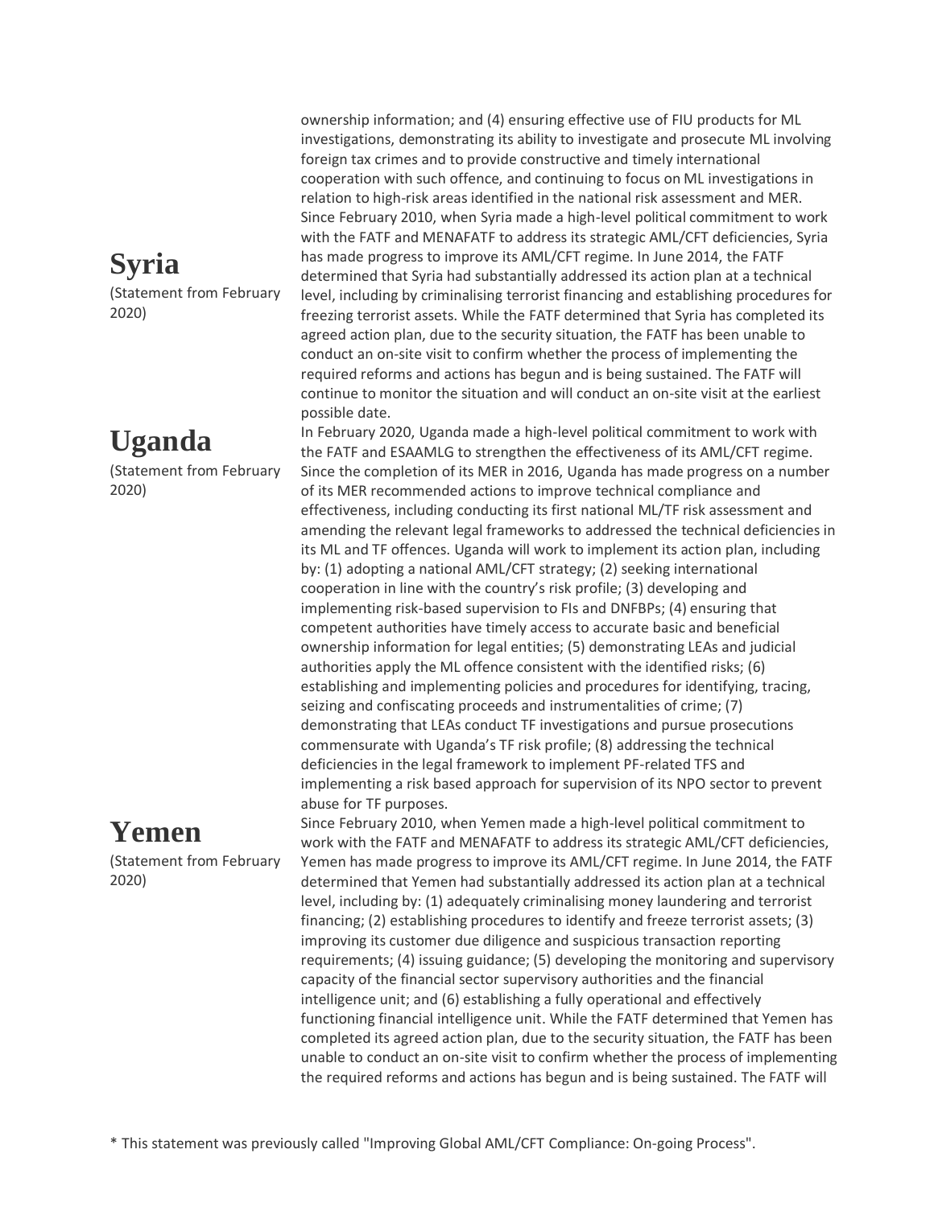ownership information; and (4) ensuring effective use of FIU products for ML investigations, demonstrating its ability to investigate and prosecute ML involving foreign tax crimes and to provide constructive and timely international cooperation with such offence, and continuing to focus on ML investigations in relation to high-risk areas identified in the national risk assessment and MER.

## Syria

(Statement from February 2020)

Since February 2010, when Syria made a high-level political commitment to work with the FATF and MENAFATF to address its strategic AML/CFT deficiencies, Syria has made progress to improve its AML/CFT regime. In June 2014, the FATF determined that Syria had substantially addressed its action plan at a technical level, including by criminalising terrorist financing and establishing procedures for freezing terrorist assets. While the FATF determined that Syria has completed its agreed action plan, due to the security situation, the FATF has been unable to conduct an on-site visit to confirm whether the process of implementing the required reforms and actions has begun and is being sustained. The FATF will continue to monitor the situation and will conduct an on-site visit at the earliest possible date.

## Uganda

(Statement from February 2020)

In February 2020, Uganda made a high-level political commitment to work with the FATF and ESAAMLG to strengthen the effectiveness of its AML/CFT regime. Since the completion of its MER in 2016, Uganda has made progress on a number of its MER recommended actions to improve technical compliance and effectiveness, including conducting its first national ML/TF risk assessment and amending the relevant legal frameworks to addressed the technical deficiencies in its ML and TF offences. Uganda will work to implement its action plan, including by: (1) adopting a national AML/CFT strategy; (2) seeking international cooperation in line with the country's risk profile; (3) developing and implementing risk-based supervision to FIs and DNFBPs; (4) ensuring that competent authorities have timely access to accurate basic and beneficial ownership information for legal entities; (5) demonstrating LEAs and judicial authorities apply the ML offence consistent with the identified risks; (6) establishing and implementing policies and procedures for identifying, tracing, seizing and confiscating proceeds and instrumentalities of crime; (7) demonstrating that LEAs conduct TF investigations and pursue prosecutions commensurate with Uganda's TF risk profile; (8) addressing the technical deficiencies in the legal framework to implement PF-related TFS and implementing a risk based approach for supervision of its NPO sector to prevent abuse for TF purposes.

## Yemen

(Statement from February 2020)

Since February 2010, when Yemen made a high-level political commitment to work with the FATF and MENAFATF to address its strategic AML/CFT deficiencies, Yemen has made progress to improve its AML/CFT regime. In June 2014, the FATF determined that Yemen had substantially addressed its action plan at a technical level, including by: (1) adequately criminalising money laundering and terrorist financing; (2) establishing procedures to identify and freeze terrorist assets; (3) improving its customer due diligence and suspicious transaction reporting requirements; (4) issuing guidance; (5) developing the monitoring and supervisory capacity of the financial sector supervisory authorities and the financial intelligence unit; and (6) establishing a fully operational and effectively functioning financial intelligence unit. While the FATF determined that Yemen has completed its agreed action plan, due to the security situation, the FATF has been unable to conduct an on-site visit to confirm whether the process of implementing the required reforms and actions has begun and is being sustained. The FATF will

* This statement was previously called "Improving Global AML/CFT Compliance: On-going Process".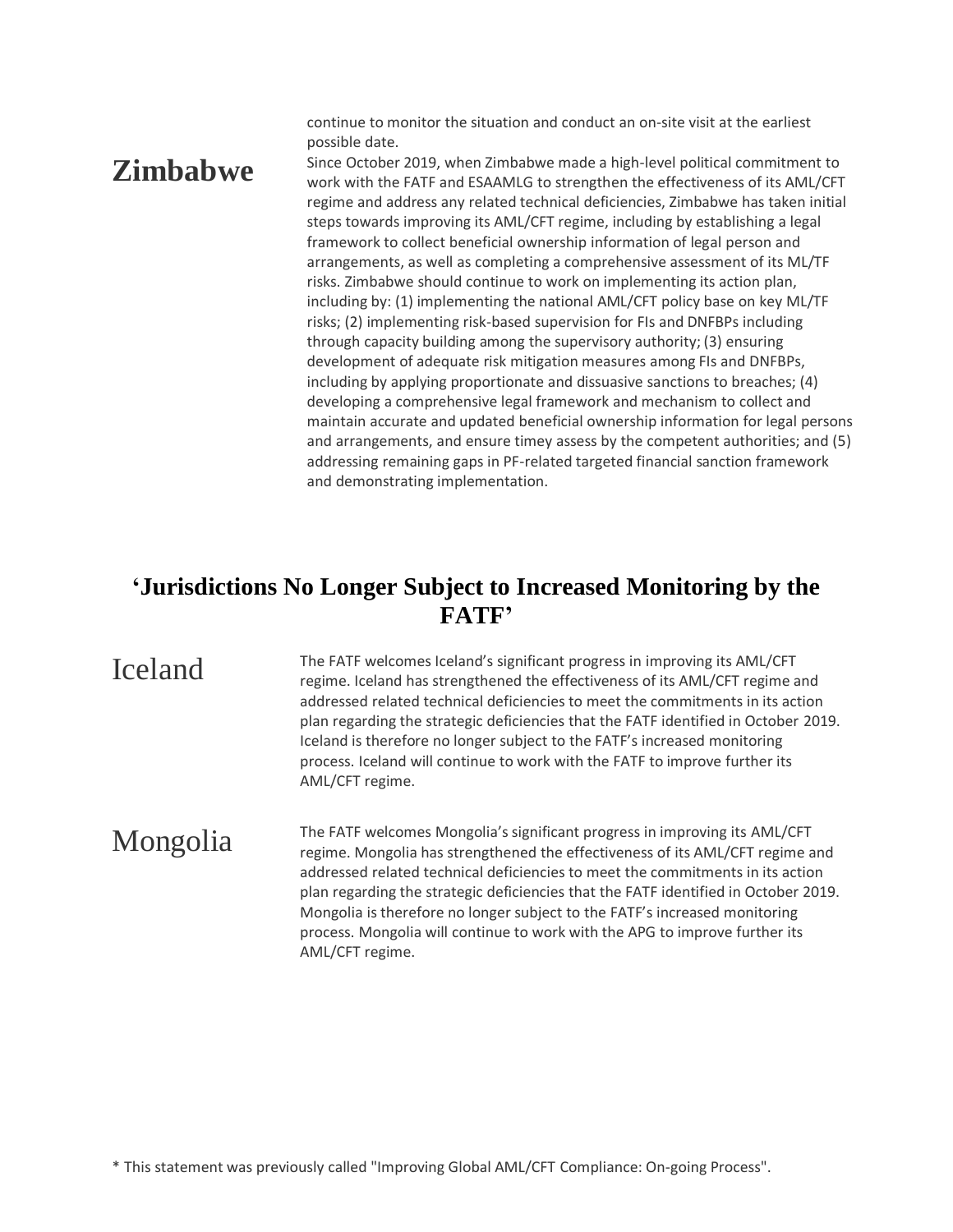continue to monitor the situation and conduct an on-site visit at the earliest possible date.

**Zimbabwe**

Since October 2019, when Zimbabwe made a high-level political commitment to work with the FATF and ESAAMLG to strengthen the effectiveness of its AML/CFT regime and address any related technical deficiencies, Zimbabwe has taken initial steps towards improving its AML/CFT regime, including by establishing a legal framework to collect beneficial ownership information of legal person and arrangements, as well as completing a comprehensive assessment of its ML/TF risks. Zimbabwe should continue to work on implementing its action plan, including by: (1) implementing the national AML/CFT policy base on key ML/TF risks; (2) implementing risk-based supervision for FIs and DNFBPs including through capacity building among the supervisory authority; (3) ensuring development of adequate risk mitigation measures among FIs and DNFBPs, including by applying proportionate and dissuasive sanctions to breaches; (4) developing a comprehensive legal framework and mechanism to collect and maintain accurate and updated beneficial ownership information for legal persons and arrangements, and ensure timey assess by the competent authorities; and (5) addressing remaining gaps in PF-related targeted financial sanction framework and demonstrating implementation.

## 'Jurisdictions No Longer Subject to Increased Monitoring by the FATF'

Iceland

The FATF welcomes Iceland's significant progress in improving its AML/CFT regime. Iceland has strengthened the effectiveness of its AML/CFT regime and addressed related technical deficiencies to meet the commitments in its action plan regarding the strategic deficiencies that the FATF identified in October 2019. Iceland is therefore no longer subject to the FATF's increased monitoring process. Iceland will continue to work with the FATF to improve further its AML/CFT regime.

Mongolia

The FATF welcomes Mongolia's significant progress in improving its AML/CFT regime. Mongolia has strengthened the effectiveness of its AML/CFT regime and addressed related technical deficiencies to meet the commitments in its action plan regarding the strategic deficiencies that the FATF identified in October 2019. Mongolia is therefore no longer subject to the FATF's increased monitoring process. Mongolia will continue to work with the APG to improve further its AML/CFT regime.

* This statement was previously called "Improving Global AML/CFT Compliance: On-going Process".